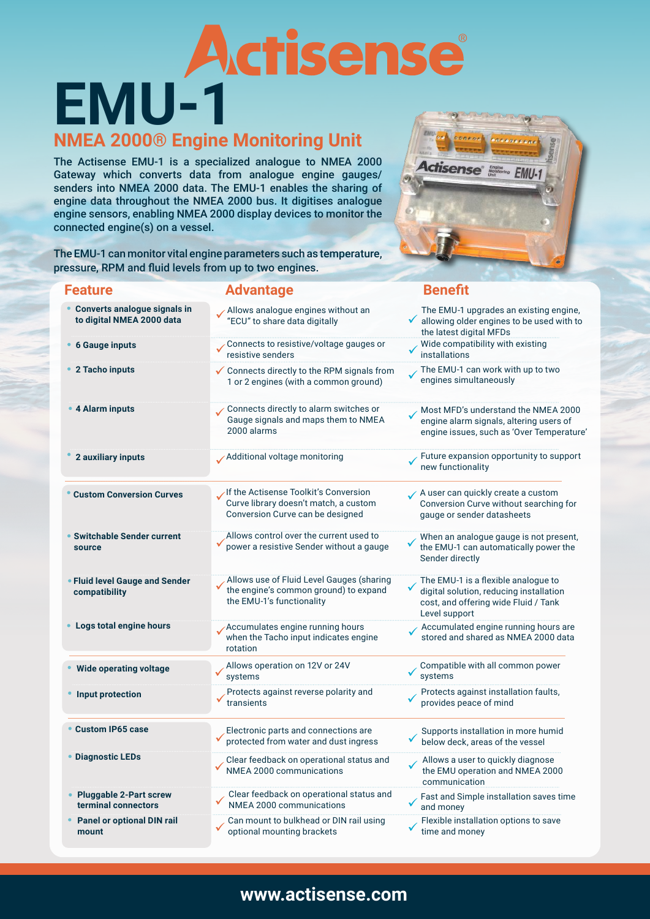# Actisense®

# EMU-1

## NMEA 2000® Engine Monitoring Unit

The Actisense EMU-1 is a specialized analogue to NMEA 2000 Gateway which converts data from analogue engine gauges/senders into NMEA 2000 data. The EMU-1 enables the sharing of engine data throughout the NMEA 2000 bus. It digitises analogue engine sensors, enabling NMEA 2000 display devices to monitor the connected engine(s) on a vessel.

The EMU-1 can monitor vital engine parameters such as temperature, pressure, RPM and fluid levels from up to two engines.

| Feature | Advantage | Benefit |
|---|---|---|
| Converts analogue signals in to digital NMEA 2000 data | ✓ Allows analogue engines without an “ECU” to share data digitally | ✓ The EMU-1 upgrades an existing engine, allowing older engines to be used with to the latest digital MFDs |
| 6 Gauge inputs | ✓ Connects to resistive/voltage gauges or resistive senders | ✓ Wide compatibility with existing installations |
| 2 Tacho inputs | ✓ Connects directly to the RPM signals from 1 or 2 engines (with a common ground) | ✓ The EMU-1 can work with up to two engines simultaneously |
| 4 Alarm inputs | ✓ Connects directly to alarm switches or Gauge signals and maps them to NMEA 2000 alarms | ✓ Most MFD’s understand the NMEA 2000 engine alarm signals, altering users of engine issues, such as ‘Over Temperature’ |
| 2 auxiliary inputs | ✓ Additional voltage monitoring | ✓ Future expansion opportunity to support new functionality |
| Custom Conversion Curves | ✓ If the Actisense Toolkit’s Conversion Curve library doesn’t match, a custom Conversion Curve can be designed | ✓ A user can quickly create a custom Conversion Curve without searching for gauge or sender datasheets |
| Switchable Sender current source | ✓ Allows control over the current used to power a resistive Sender without a gauge | ✓ When an analogue gauge is not present, the EMU-1 can automatically power the Sender directly |
| Fluid level Gauge and Sender compatibility | ✓ Allows use of Fluid Level Gauges (sharing the engine’s common ground) to expand the EMU-1’s functionality | ✓ The EMU-1 is a flexible analogue to digital solution, reducing installation cost, and offering wide Fluid / Tank Level support |
| Logs total engine hours | ✓ Accumulates engine running hours when the Tacho input indicates engine rotation | ✓ Accumulated engine running hours are stored and shared as NMEA 2000 data |
| Wide operating voltage | ✓ Allows operation on 12V or 24V systems | ✓ Compatible with all common power systems |
| Input protection | ✓ Protects against reverse polarity and transients | ✓ Protects against installation faults, provides peace of mind |
| Custom IP65 case | ✓ Electronic parts and connections are protected from water and dust ingress | ✓ Supports installation in more humid below deck, areas of the vessel |
| Diagnostic LEDs | ✓ Clear feedback on operational status and NMEA 2000 communications | ✓ Allows a user to quickly diagnose the EMU operation and NMEA 2000 communication |
| Pluggable 2-Part screw terminal connectors | ✓ Clear feedback on operational status and NMEA 2000 communications | ✓ Fast and Simple installation saves time and money |
| Panel or optional DIN rail mount | ✓ Can mount to bulkhead or DIN rail using optional mounting brackets | ✓ Flexible installation options to save time and money |

**www.actisense.com**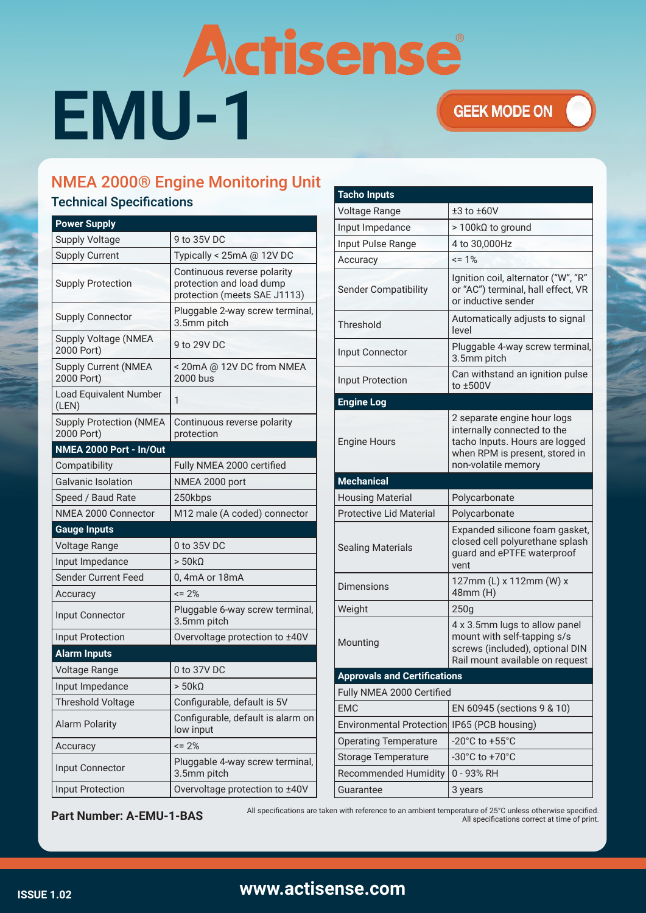# EMU-1

GEEK MODE ON

## NMEA 2000® Engine Monitoring Unit

### Technical Specifications

| | |
|---|---|
| **Power Supply** | |
| Supply Voltage | 9 to 35V DC |
| Supply Current | Typically < 25mA @ 12V DC |
| Supply Protection | Continuous reverse polarity protection and load dump protection (meets SAE J1113) |
| Supply Connector | Pluggable 2-way screw terminal, 3.5mm pitch |
| Supply Voltage (NMEA 2000 Port) | 9 to 29V DC |
| Supply Current (NMEA 2000 Port) | < 20mA @ 12V DC from NMEA 2000 bus |
| Load Equivalent Number (LEN) | 1 |
| Supply Protection (NMEA 2000 Port) | Continuous reverse polarity protection |
| **NMEA 2000 Port - In/Out** | |
| Compatibility | Fully NMEA 2000 certified |
| Galvanic Isolation | NMEA 2000 port |
| Speed / Baud Rate | 250kbps |
| NMEA 2000 Connector | M12 male (A coded) connector |
| **Gauge Inputs** | |
| Voltage Range | 0 to 35V DC |
| Input Impedance | > 50kΩ |
| Sender Current Feed | 0, 4mA or 18mA |
| Accuracy | <= 2% |
| Input Connector | Pluggable 6-way screw terminal, 3.5mm pitch |
| Input Protection | Overvoltage protection to ±40V |
| **Alarm Inputs** | |
| Voltage Range | 0 to 37V DC |
| Input Impedance | > 50kΩ |
| Threshold Voltage | Configurable, default is 5V |
| Alarm Polarity | Configurable, default is alarm on low input |
| Accuracy | <= 2% |
| Input Connector | Pluggable 4-way screw terminal, 3.5mm pitch |
| Input Protection | Overvoltage protection to ±40V |

| | |
|---|---|
| **Tacho Inputs** | |
| Voltage Range | ±3 to ±60V |
| Input Impedance | > 100kΩ to ground |
| Input Pulse Range | 4 to 30,000Hz |
| Accuracy | <= 1% |
| Sender Compatibility | Ignition coil, alternator ("W", "R" or "AC") terminal, hall effect, VR or inductive sender |
| Threshold | Automatically adjusts to signal level |
| Input Connector | Pluggable 4-way screw terminal, 3.5mm pitch |
| Input Protection | Can withstand an ignition pulse to ±500V |
| **Engine Log** | |
| Engine Hours | 2 separate engine hour logs internally connected to the tacho Inputs. Hours are logged when RPM is present, stored in non-volatile memory |
| **Mechanical** | |
| Housing Material | Polycarbonate |
| Protective Lid Material | Polycarbonate |
| Sealing Materials | Expanded silicone foam gasket, closed cell polyurethane splash guard and ePTFE waterproof vent |
| Dimensions | 127mm (L) x 112mm (W) x 48mm (H) |
| Weight | 250g |
| Mounting | 4 x 3.5mm lugs to allow panel mount with self-tapping s/s screws (included), optional DIN Rail mount available on request |
| **Approvals and Certifications** | |
| Fully NMEA 2000 Certified | |
| EMC | EN 60945 (sections 9 & 10) |
| Environmental Protection | IP65 (PCB housing) |
| Operating Temperature | -20°C to +55°C |
| Storage Temperature | -30°C to +70°C |
| Recommended Humidity | 0 - 93% RH |
| Guarantee | 3 years |

**Part Number: A-EMU-1-BAS**

All specifications are taken with reference to an ambient temperature of 25°C unless otherwise specified.
All specifications correct at time of print.

ISSUE 1.02

www.actisense.com